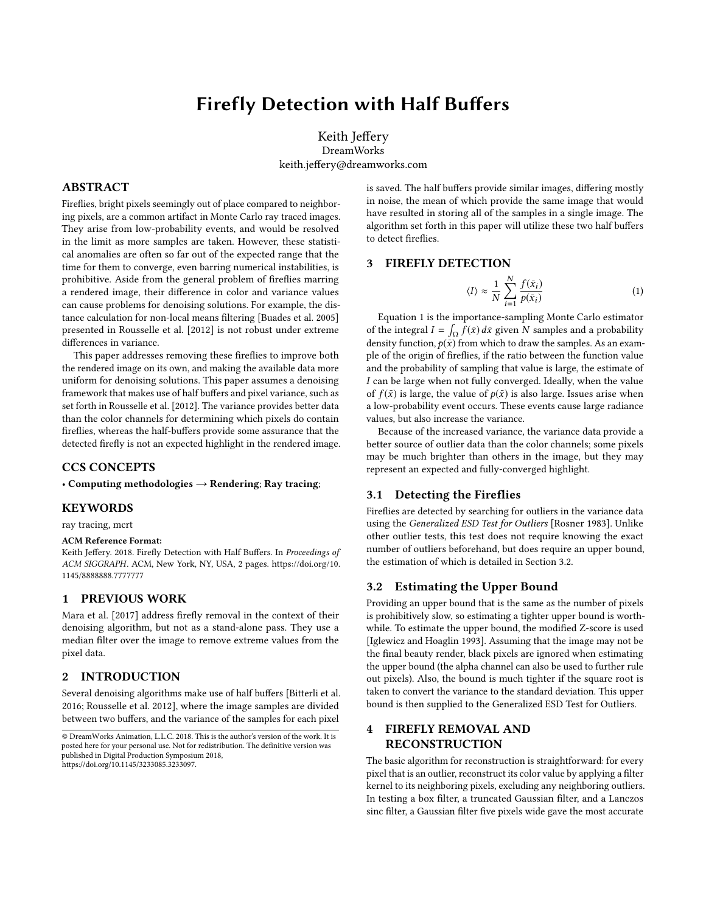# Firefly Detection with Half Buffers

Keith Jeffery
DreamWorks
keith.jeffery@dreamworks.com

## ABSTRACT

Fireflies, bright pixels seemingly out of place compared to neighboring pixels, are a common artifact in Monte Carlo ray traced images. They arise from low-probability events, and would be resolved in the limit as more samples are taken. However, these statistical anomalies are often so far out of the expected range that the time for them to converge, even barring numerical instabilities, is prohibitive. Aside from the general problem of fireflies marring a rendered image, their difference in color and variance values can cause problems for denoising solutions. For example, the distance calculation for non-local means filtering [Buades et al. 2005] presented in Rousselle et al. [2012] is not robust under extreme differences in variance.

This paper addresses removing these fireflies to improve both the rendered image on its own, and making the available data more uniform for denoising solutions. This paper assumes a denoising framework that makes use of half buffers and pixel variance, such as set forth in Rousselle et al. [2012]. The variance provides better data than the color channels for determining which pixels do contain fireflies, whereas the half-buffers provide some assurance that the detected firefly is not an expected highlight in the rendered image.

## CCS CONCEPTS

• **Computing methodologies → Rendering**; **Ray tracing**;

## KEYWORDS

ray tracing, mcrt

**ACM Reference Format:**
Keith Jeffery. 2018. Firefly Detection with Half Buffers. In *Proceedings of ACM SIGGRAPH*. ACM, New York, NY, USA, 2 pages. https://doi.org/10.1145/8888888.7777777

## 1 PREVIOUS WORK

Mara et al. [2017] address firefly removal in the context of their denoising algorithm, but not as a stand-alone pass. They use a median filter over the image to remove extreme values from the pixel data.

## 2 INTRODUCTION

Several denoising algorithms make use of half buffers [Bitterli et al. 2016; Rousselle et al. 2012], where the image samples are divided between two buffers, and the variance of the samples for each pixel is saved. The half buffers provide similar images, differing mostly in noise, the mean of which provide the same image that would have resulted in storing all of the samples in a single image. The algorithm set forth in this paper will utilize these two half buffers to detect fireflies.

© DreamWorks Animation, L.L.C. 2018. This is the author's version of the work. It is posted here for your personal use. Not for redistribution. The definitive version was published in Digital Production Symposium 2018, https://doi.org/10.1145/3233085.3233097.

## 3 FIREFLY DETECTION

$$\langle I \rangle \approx \frac{1}{N} \sum_{i=1}^{N} \frac{f(\bar{x}_i)}{p(\bar{x}_i)} \tag{1}$$

Equation 1 is the importance-sampling Monte Carlo estimator of the integral $I = \int_{\Omega} f(\bar{x})\, d\bar{x}$ given $N$ samples and a probability density function, $p(\bar{x})$ from which to draw the samples. As an example of the origin of fireflies, if the ratio between the function value and the probability of sampling that value is large, the estimate of $I$ can be large when not fully converged. Ideally, when the value of $f(\bar{x})$ is large, the value of $p(\bar{x})$ is also large. Issues arise when a low-probability event occurs. These events cause large radiance values, but also increase the variance.

Because of the increased variance, the variance data provide a better source of outlier data than the color channels; some pixels may be much brighter than others in the image, but they may represent an expected and fully-converged highlight.

### 3.1 Detecting the Fireflies

Fireflies are detected by searching for outliers in the variance data using the *Generalized ESD Test for Outliers* [Rosner 1983]. Unlike other outlier tests, this test does not require knowing the exact number of outliers beforehand, but does require an upper bound, the estimation of which is detailed in Section 3.2.

### 3.2 Estimating the Upper Bound

Providing an upper bound that is the same as the number of pixels is prohibitively slow, so estimating a tighter upper bound is worthwhile. To estimate the upper bound, the modified Z-score is used [Iglewicz and Hoaglin 1993]. Assuming that the image may not be the final beauty render, black pixels are ignored when estimating the upper bound (the alpha channel can also be used to further rule out pixels). Also, the bound is much tighter if the square root is taken to convert the variance to the standard deviation. This upper bound is then supplied to the Generalized ESD Test for Outliers.

## 4 FIREFLY REMOVAL AND RECONSTRUCTION

The basic algorithm for reconstruction is straightforward: for every pixel that is an outlier, reconstruct its color value by applying a filter kernel to its neighboring pixels, excluding any neighboring outliers. In testing a box filter, a truncated Gaussian filter, and a Lanczos sinc filter, a Gaussian filter five pixels wide gave the most accurate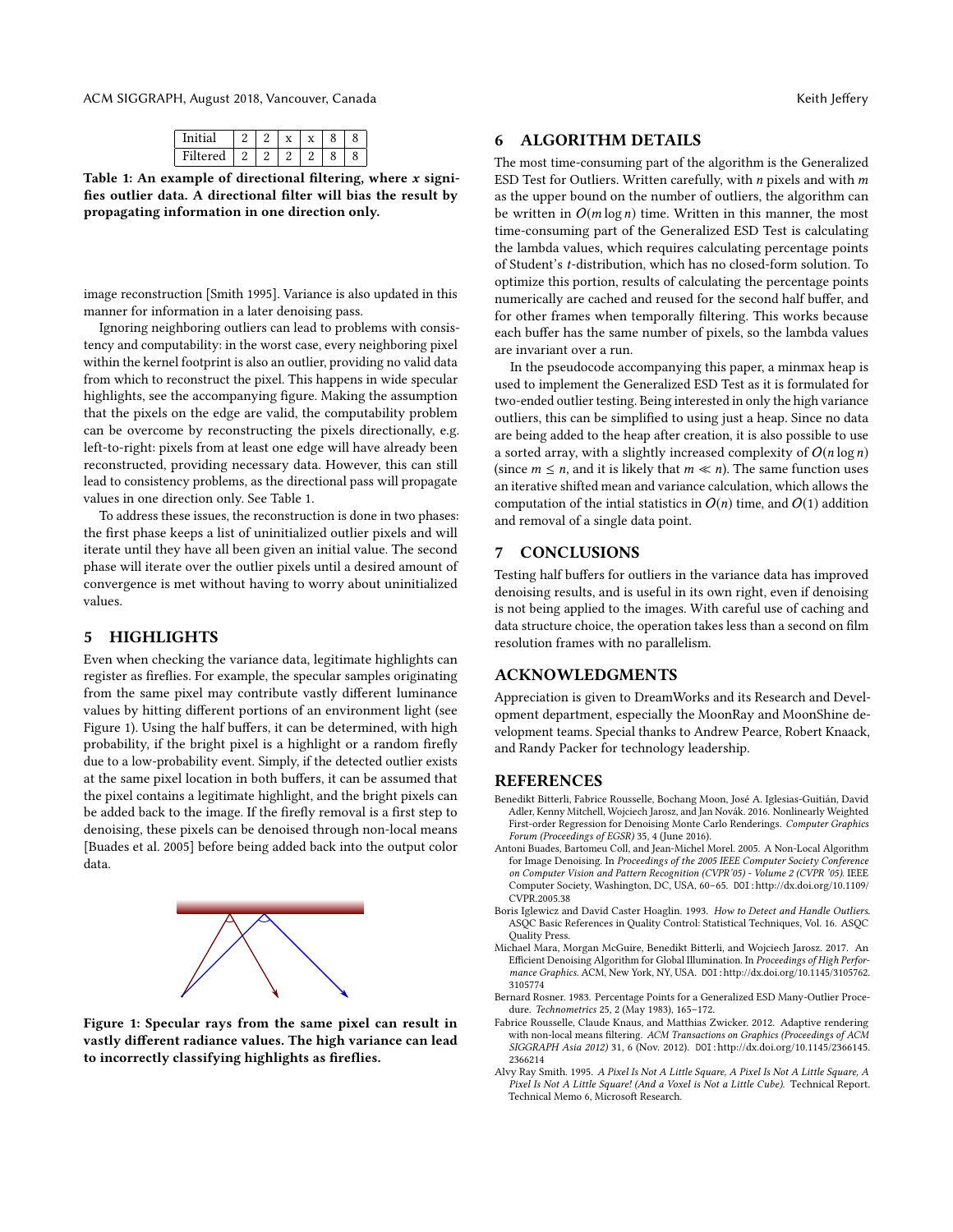| | | | | | | |
|---|---|---|---|---|---|---|
| Initial | 2 | 2 | x | x | 8 | 8 |
| Filtered | 2 | 2 | 2 | 2 | 8 | 8 |

**Table 1: An example of directional filtering, where $x$ signifies outlier data. A directional filter will bias the result by propagating information in one direction only.**

image reconstruction [Smith 1995]. Variance is also updated in this manner for information in a later denoising pass.

Ignoring neighboring outliers can lead to problems with consistency and computability: in the worst case, every neighboring pixel within the kernel footprint is also an outlier, providing no valid data from which to reconstruct the pixel. This happens in wide specular highlights, see the accompanying figure. Making the assumption that the pixels on the edge are valid, the computability problem can be overcome by reconstructing the pixels directionally, e.g. left-to-right: pixels from at least one edge will have already been reconstructed, providing necessary data. However, this can still lead to consistency problems, as the directional pass will propagate values in one direction only. See Table 1.

To address these issues, the reconstruction is done in two phases: the first phase keeps a list of uninitialized outlier pixels and will iterate until they have all been given an initial value. The second phase will iterate over the outlier pixels until a desired amount of convergence is met without having to worry about uninitialized values.

## 5 HIGHLIGHTS

Even when checking the variance data, legitimate highlights can register as fireflies. For example, the specular samples originating from the same pixel may contribute vastly different luminance values by hitting different portions of an environment light (see Figure 1). Using the half buffers, it can be determined, with high probability, if the bright pixel is a highlight or a random firefly due to a low-probability event. Simply, if the detected outlier exists at the same pixel location in both buffers, it can be assumed that the pixel contains a legitimate highlight, and the bright pixels can be added back to the image. If the firefly removal is a first step to denoising, these pixels can be denoised through non-local means [Buades et al. 2005] before being added back into the output color data.

**Figure 1: Specular rays from the same pixel can result in vastly different radiance values. The high variance can lead to incorrectly classifying highlights as fireflies.**

## 6 ALGORITHM DETAILS

The most time-consuming part of the algorithm is the Generalized ESD Test for Outliers. Written carefully, with $n$ pixels and with $m$ as the upper bound on the number of outliers, the algorithm can be written in $O(m \log n)$ time. Written in this manner, the most time-consuming part of the Generalized ESD Test is calculating the lambda values, which requires calculating percentage points of Student's $t$-distribution, which has no closed-form solution. To optimize this portion, results of calculating the percentage points numerically are cached and reused for the second half buffer, and for other frames when temporally filtering. This works because each buffer has the same number of pixels, so the lambda values are invariant over a run.

In the pseudocode accompanying this paper, a minmax heap is used to implement the Generalized ESD Test as it is formulated for two-ended outlier testing. Being interested in only the high variance outliers, this can be simplified to using just a heap. Since no data are being added to the heap after creation, it is also possible to use a sorted array, with a slightly increased complexity of $O(n \log n)$ (since $m \leq n$, and it is likely that $m \ll n$). The same function uses an iterative shifted mean and variance calculation, which allows the computation of the intial statistics in $O(n)$ time, and $O(1)$ addition and removal of a single data point.

## 7 CONCLUSIONS

Testing half buffers for outliers in the variance data has improved denoising results, and is useful in its own right, even if denoising is not being applied to the images. With careful use of caching and data structure choice, the operation takes less than a second on film resolution frames with no parallelism.

## ACKNOWLEDGMENTS

Appreciation is given to DreamWorks and its Research and Development department, especially the MoonRay and MoonShine development teams. Special thanks to Andrew Pearce, Robert Knaack, and Randy Packer for technology leadership.

## REFERENCES

Benedikt Bitterli, Fabrice Rousselle, Bochang Moon, José A. Iglesias-Guitián, David Adler, Kenny Mitchell, Wojciech Jarosz, and Jan Novák. 2016. Nonlinearly Weighted First-order Regression for Denoising Monte Carlo Renderings. *Computer Graphics Forum (Proceedings of EGSR)* 35, 4 (June 2016).

Antoni Buades, Bartomeu Coll, and Jean-Michel Morel. 2005. A Non-Local Algorithm for Image Denoising. In *Proceedings of the 2005 IEEE Computer Society Conference on Computer Vision and Pattern Recognition (CVPR'05) - Volume 2 (CVPR '05)*. IEEE Computer Society, Washington, DC, USA, 60–65. DOI: http://dx.doi.org/10.1109/CVPR.2005.38

Boris Iglewicz and David Caster Hoaglin. 1993. *How to Detect and Handle Outliers*. ASQC Basic References in Quality Control: Statistical Techniques, Vol. 16. ASQC Quality Press.

Michael Mara, Morgan McGuire, Benedikt Bitterli, and Wojciech Jarosz. 2017. An Efficient Denoising Algorithm for Global Illumination. In *Proceedings of High Performance Graphics*. ACM, New York, NY, USA. DOI: http://dx.doi.org/10.1145/3105762.3105774

Bernard Rosner. 1983. Percentage Points for a Generalized ESD Many-Outlier Procedure. *Technometrics* 25, 2 (May 1983), 165–172.

Fabrice Rousselle, Claude Knaus, and Matthias Zwicker. 2012. Adaptive rendering with non-local means filtering. *ACM Transactions on Graphics (Proceedings of ACM SIGGRAPH Asia 2012)* 31, 6 (Nov. 2012). DOI: http://dx.doi.org/10.1145/2366145.2366214

Alvy Ray Smith. 1995. *A Pixel Is Not A Little Square, A Pixel Is Not A Little Square, A Pixel Is Not A Little Square! (And a Voxel is Not a Little Cube)*. Technical Report. Technical Memo 6, Microsoft Research.